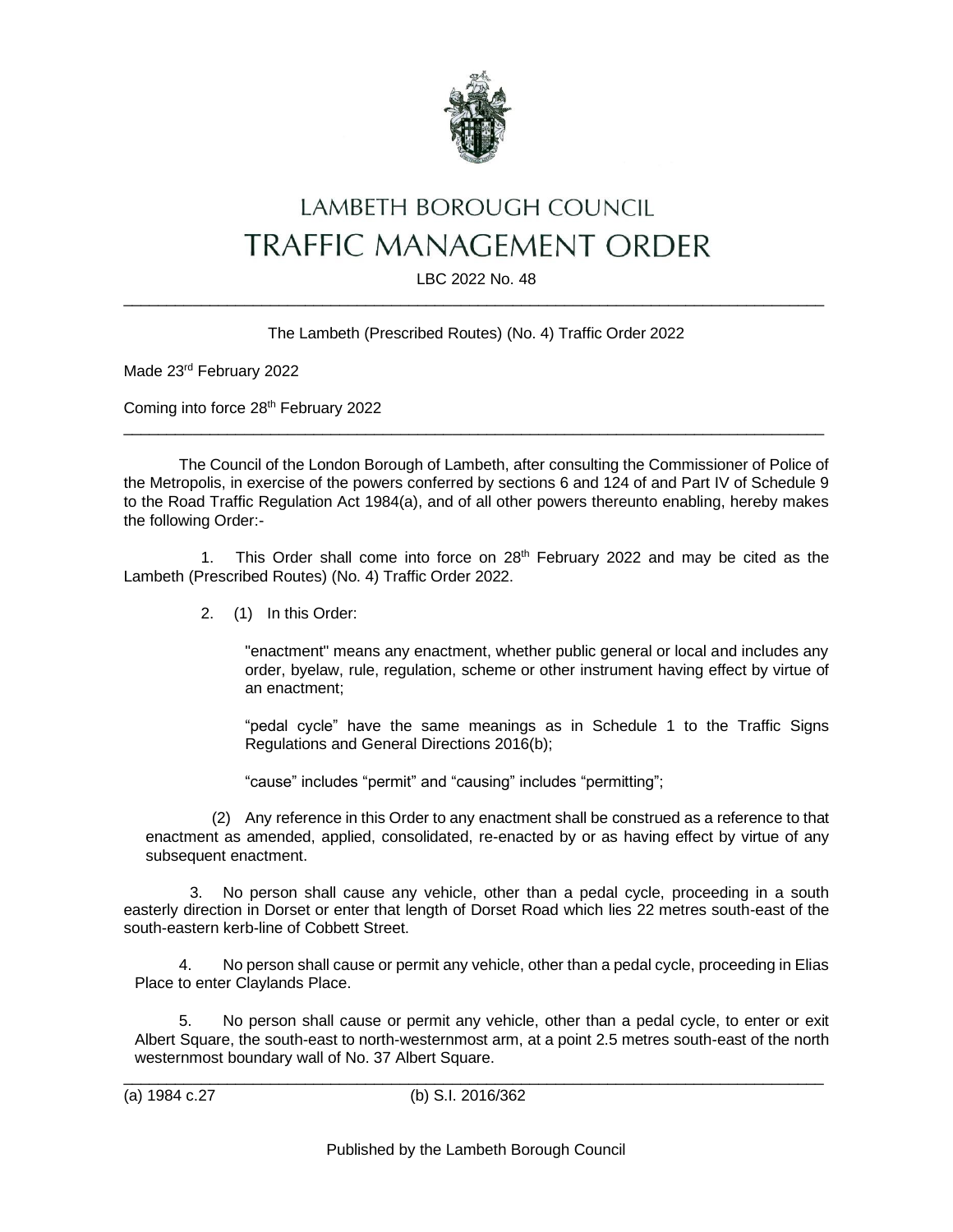# LAMBETH BOROUGH COUNCIL
# TRAFFIC MANAGEMENT ORDER

LBC 2022 No. 48

---

The Lambeth (Prescribed Routes) (No. 4) Traffic Order 2022

Made 23rd February 2022

Coming into force 28th February 2022

---

The Council of the London Borough of Lambeth, after consulting the Commissioner of Police of the Metropolis, in exercise of the powers conferred by sections 6 and 124 of and Part IV of Schedule 9 to the Road Traffic Regulation Act 1984(a), and of all other powers thereunto enabling, hereby makes the following Order:-

1. This Order shall come into force on 28th February 2022 and may be cited as the Lambeth (Prescribed Routes) (No. 4) Traffic Order 2022.

2. (1) In this Order:

"enactment" means any enactment, whether public general or local and includes any order, byelaw, rule, regulation, scheme or other instrument having effect by virtue of an enactment;

"pedal cycle" have the same meanings as in Schedule 1 to the Traffic Signs Regulations and General Directions 2016(b);

"cause" includes "permit" and "causing" includes "permitting";

(2) Any reference in this Order to any enactment shall be construed as a reference to that enactment as amended, applied, consolidated, re-enacted by or as having effect by virtue of any subsequent enactment.

3. No person shall cause any vehicle, other than a pedal cycle, proceeding in a south easterly direction in Dorset or enter that length of Dorset Road which lies 22 metres south-east of the south-eastern kerb-line of Cobbett Street.

4. No person shall cause or permit any vehicle, other than a pedal cycle, proceeding in Elias Place to enter Claylands Place.

5. No person shall cause or permit any vehicle, other than a pedal cycle, to enter or exit Albert Square, the south-east to north-westernmost arm, at a point 2.5 metres south-east of the north westernmost boundary wall of No. 37 Albert Square.

---

(a) 1984 c.27 (b) S.I. 2016/362

Published by the Lambeth Borough Council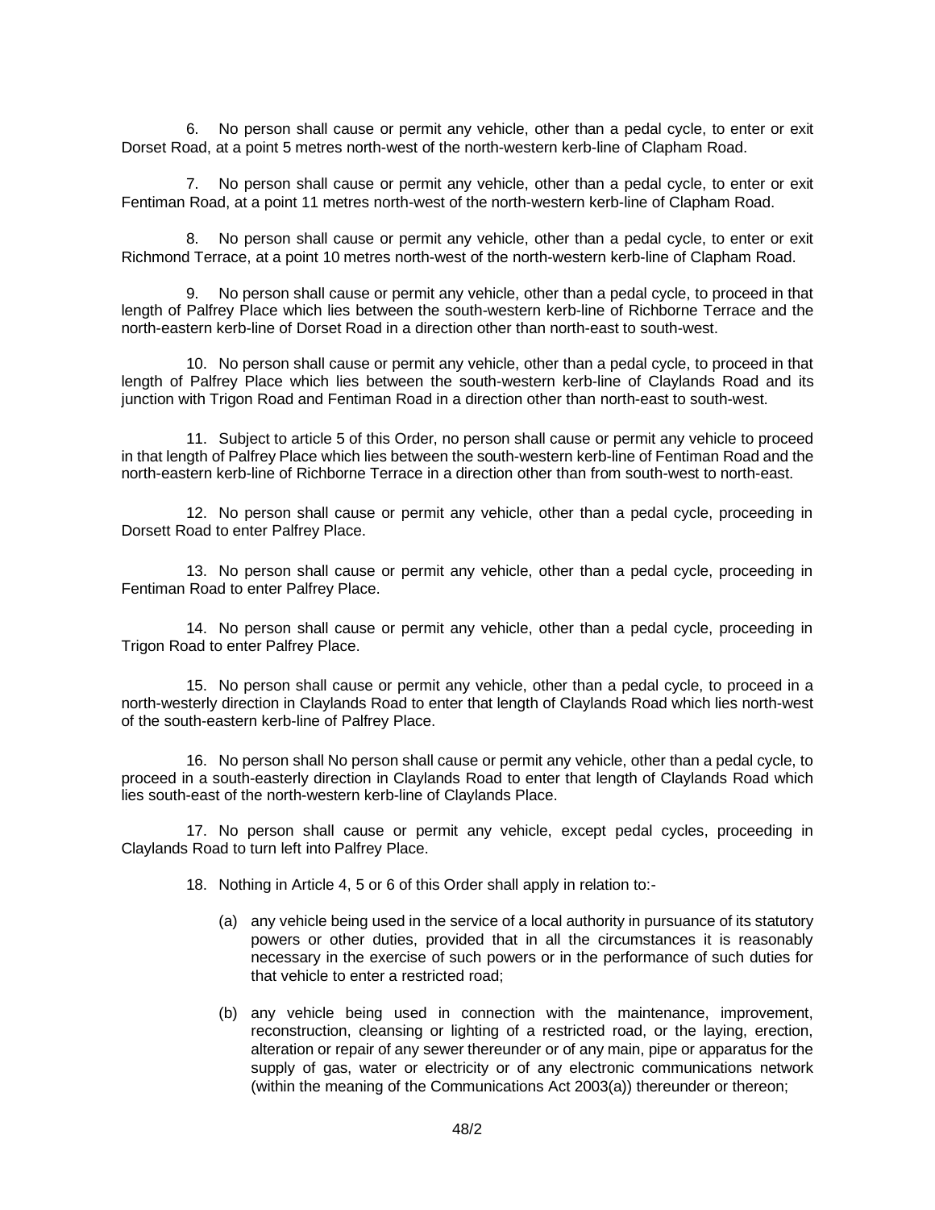6. No person shall cause or permit any vehicle, other than a pedal cycle, to enter or exit Dorset Road, at a point 5 metres north-west of the north-western kerb-line of Clapham Road.

7. No person shall cause or permit any vehicle, other than a pedal cycle, to enter or exit Fentiman Road, at a point 11 metres north-west of the north-western kerb-line of Clapham Road.

8. No person shall cause or permit any vehicle, other than a pedal cycle, to enter or exit Richmond Terrace, at a point 10 metres north-west of the north-western kerb-line of Clapham Road.

9. No person shall cause or permit any vehicle, other than a pedal cycle, to proceed in that length of Palfrey Place which lies between the south-western kerb-line of Richborne Terrace and the north-eastern kerb-line of Dorset Road in a direction other than north-east to south-west.

10. No person shall cause or permit any vehicle, other than a pedal cycle, to proceed in that length of Palfrey Place which lies between the south-western kerb-line of Claylands Road and its junction with Trigon Road and Fentiman Road in a direction other than north-east to south-west.

11. Subject to article 5 of this Order, no person shall cause or permit any vehicle to proceed in that length of Palfrey Place which lies between the south-western kerb-line of Fentiman Road and the north-eastern kerb-line of Richborne Terrace in a direction other than from south-west to north-east.

12. No person shall cause or permit any vehicle, other than a pedal cycle, proceeding in Dorsett Road to enter Palfrey Place.

13. No person shall cause or permit any vehicle, other than a pedal cycle, proceeding in Fentiman Road to enter Palfrey Place.

14. No person shall cause or permit any vehicle, other than a pedal cycle, proceeding in Trigon Road to enter Palfrey Place.

15. No person shall cause or permit any vehicle, other than a pedal cycle, to proceed in a north-westerly direction in Claylands Road to enter that length of Claylands Road which lies north-west of the south-eastern kerb-line of Palfrey Place.

16. No person shall No person shall cause or permit any vehicle, other than a pedal cycle, to proceed in a south-easterly direction in Claylands Road to enter that length of Claylands Road which lies south-east of the north-western kerb-line of Claylands Place.

17. No person shall cause or permit any vehicle, except pedal cycles, proceeding in Claylands Road to turn left into Palfrey Place.

18. Nothing in Article 4, 5 or 6 of this Order shall apply in relation to:-

(a) any vehicle being used in the service of a local authority in pursuance of its statutory powers or other duties, provided that in all the circumstances it is reasonably necessary in the exercise of such powers or in the performance of such duties for that vehicle to enter a restricted road;

(b) any vehicle being used in connection with the maintenance, improvement, reconstruction, cleansing or lighting of a restricted road, or the laying, erection, alteration or repair of any sewer thereunder or of any main, pipe or apparatus for the supply of gas, water or electricity or of any electronic communications network (within the meaning of the Communications Act 2003(a)) thereunder or thereon;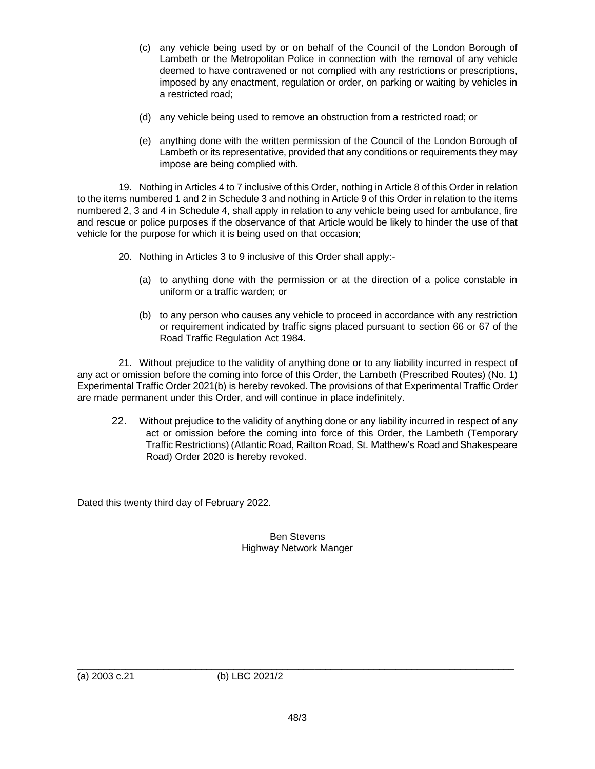(c) any vehicle being used by or on behalf of the Council of the London Borough of Lambeth or the Metropolitan Police in connection with the removal of any vehicle deemed to have contravened or not complied with any restrictions or prescriptions, imposed by any enactment, regulation or order, on parking or waiting by vehicles in a restricted road;

(d) any vehicle being used to remove an obstruction from a restricted road; or

(e) anything done with the written permission of the Council of the London Borough of Lambeth or its representative, provided that any conditions or requirements they may impose are being complied with.

19. Nothing in Articles 4 to 7 inclusive of this Order, nothing in Article 8 of this Order in relation to the items numbered 1 and 2 in Schedule 3 and nothing in Article 9 of this Order in relation to the items numbered 2, 3 and 4 in Schedule 4, shall apply in relation to any vehicle being used for ambulance, fire and rescue or police purposes if the observance of that Article would be likely to hinder the use of that vehicle for the purpose for which it is being used on that occasion;

20. Nothing in Articles 3 to 9 inclusive of this Order shall apply:-

(a) to anything done with the permission or at the direction of a police constable in uniform or a traffic warden; or

(b) to any person who causes any vehicle to proceed in accordance with any restriction or requirement indicated by traffic signs placed pursuant to section 66 or 67 of the Road Traffic Regulation Act 1984.

21. Without prejudice to the validity of anything done or to any liability incurred in respect of any act or omission before the coming into force of this Order, the Lambeth (Prescribed Routes) (No. 1) Experimental Traffic Order 2021(b) is hereby revoked. The provisions of that Experimental Traffic Order are made permanent under this Order, and will continue in place indefinitely.

22. Without prejudice to the validity of anything done or any liability incurred in respect of any act or omission before the coming into force of this Order, the Lambeth (Temporary Traffic Restrictions) (Atlantic Road, Railton Road, St. Matthew's Road and Shakespeare Road) Order 2020 is hereby revoked.

Dated this twenty third day of February 2022.

Ben Stevens
Highway Network Manger

---

(a) 2003 c.21 (b) LBC 2021/2